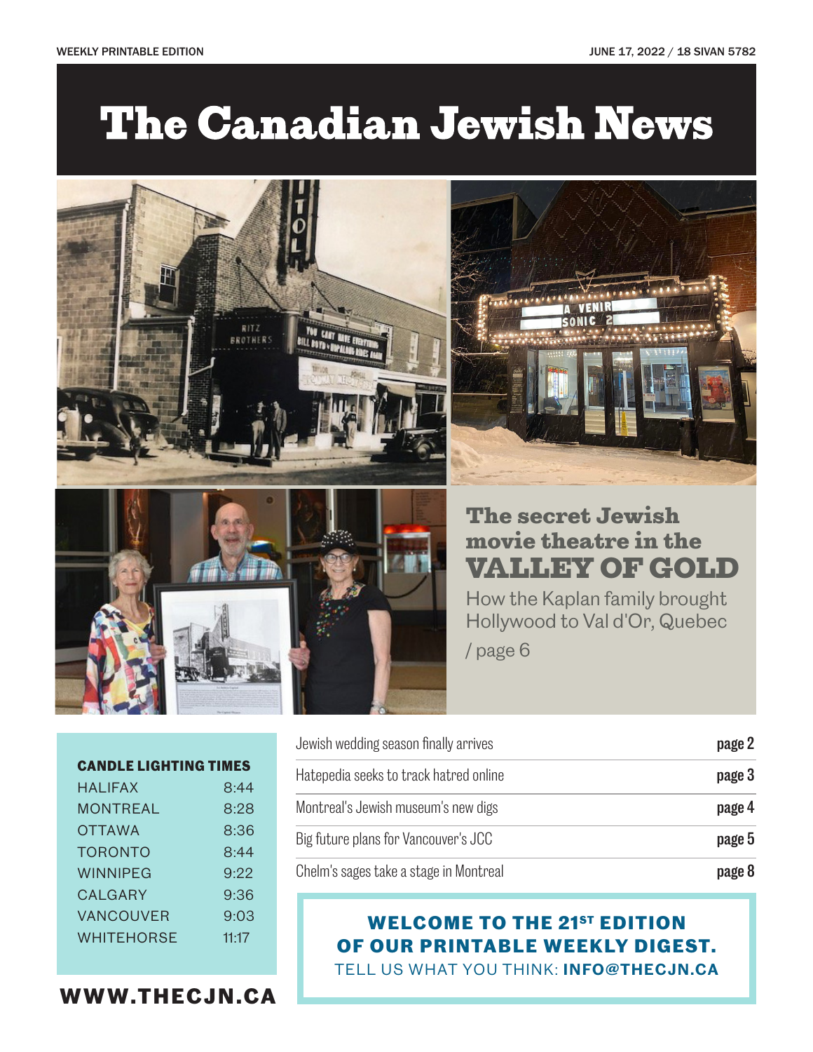WEEKLY PRINTABLE EDITION

JUNE 17, 2022 / 18 SIVAN 5782

# The Canadian Jewish News

## The secret Jewish movie theatre in the VALLEY OF GOLD

How the Kaplan family brought Hollywood to Val d'Or, Quebec

/ page 6

| Article | Page |
|---|---|
| Jewish wedding season finally arrives | page 2 |
| Hatepedia seeks to track hatred online | page 3 |
| Montreal's Jewish museum's new digs | page 4 |
| Big future plans for Vancouver's JCC | page 5 |
| Chelm's sages take a stage in Montreal | page 8 |

**CANDLE LIGHTING TIMES**

| City | Time |
|---|---|
| HALIFAX | 8:44 |
| MONTREAL | 8:28 |
| OTTAWA | 8:36 |
| TORONTO | 8:44 |
| WINNIPEG | 9:22 |
| CALGARY | 9:36 |
| VANCOUVER | 9:03 |
| WHITEHORSE | 11:17 |

**WWW.THECJN.CA**

**WELCOME TO THE 21ST EDITION OF OUR PRINTABLE WEEKLY DIGEST.**

TELL US WHAT YOU THINK: **INFO@THECJN.CA**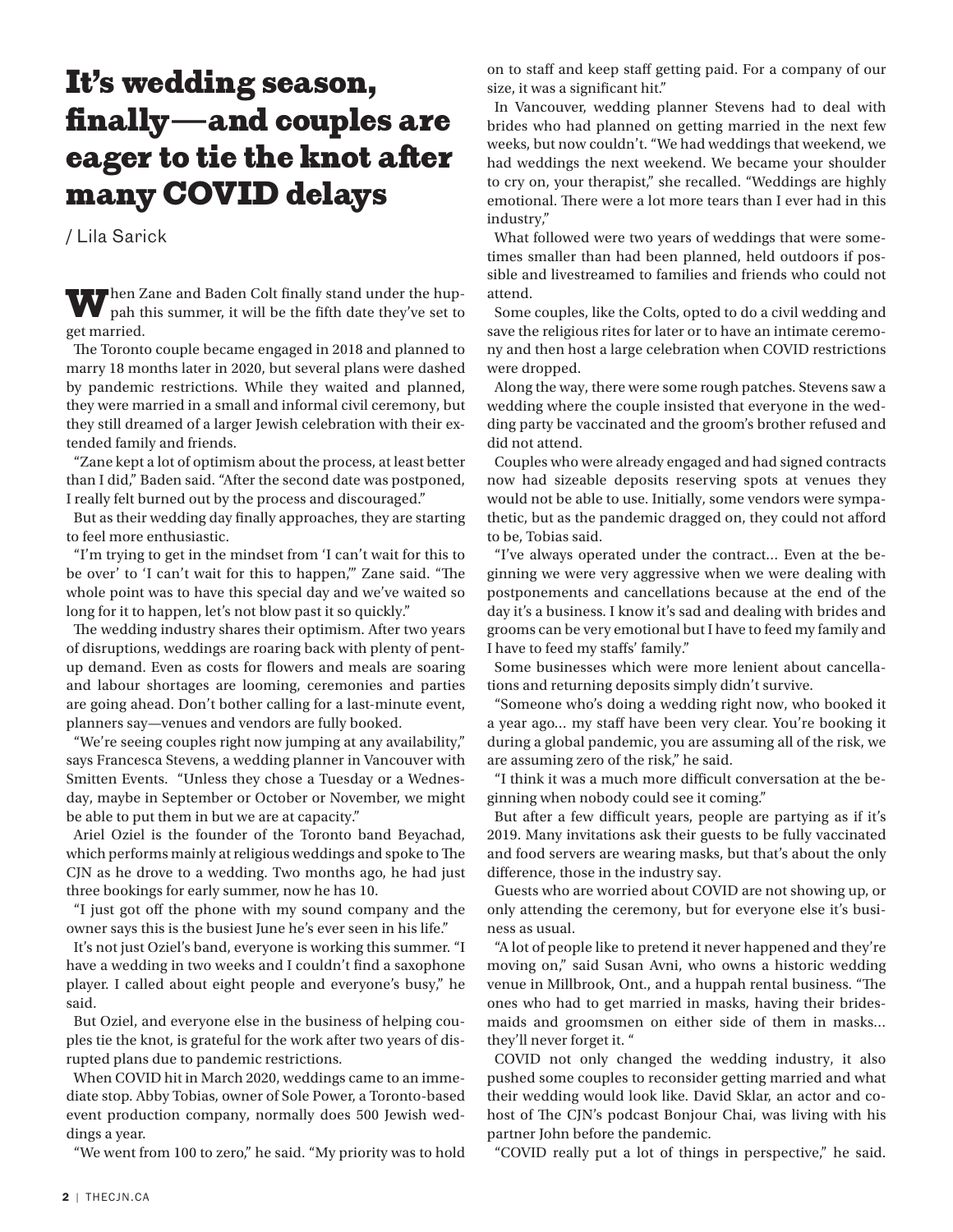# It's wedding season, finally—and couples are eager to tie the knot after many COVID delays

/ Lila Sarick

When Zane and Baden Colt finally stand under the huppah this summer, it will be the fifth date they've set to get married.

The Toronto couple became engaged in 2018 and planned to marry 18 months later in 2020, but several plans were dashed by pandemic restrictions. While they waited and planned, they were married in a small and informal civil ceremony, but they still dreamed of a larger Jewish celebration with their extended family and friends.

"Zane kept a lot of optimism about the process, at least better than I did," Baden said. "After the second date was postponed, I really felt burned out by the process and discouraged."

But as their wedding day finally approaches, they are starting to feel more enthusiastic.

"I'm trying to get in the mindset from 'I can't wait for this to be over' to 'I can't wait for this to happen,'" Zane said. "The whole point was to have this special day and we've waited so long for it to happen, let's not blow past it so quickly."

The wedding industry shares their optimism. After two years of disruptions, weddings are roaring back with plenty of pent-up demand. Even as costs for flowers and meals are soaring and labour shortages are looming, ceremonies and parties are going ahead. Don't bother calling for a last-minute event, planners say—venues and vendors are fully booked.

"We're seeing couples right now jumping at any availability," says Francesca Stevens, a wedding planner in Vancouver with Smitten Events. "Unless they chose a Tuesday or a Wednesday, maybe in September or October or November, we might be able to put them in but we are at capacity."

Ariel Oziel is the founder of the Toronto band Beyachad, which performs mainly at religious weddings and spoke to The CJN as he drove to a wedding. Two months ago, he had just three bookings for early summer, now he has 10.

"I just got off the phone with my sound company and the owner says this is the busiest June he's ever seen in his life."

It's not just Oziel's band, everyone is working this summer. "I have a wedding in two weeks and I couldn't find a saxophone player. I called about eight people and everyone's busy," he said.

But Oziel, and everyone else in the business of helping couples tie the knot, is grateful for the work after two years of disrupted plans due to pandemic restrictions.

When COVID hit in March 2020, weddings came to an immediate stop. Abby Tobias, owner of Sole Power, a Toronto-based event production company, normally does 500 Jewish weddings a year.

"We went from 100 to zero," he said. "My priority was to hold on to staff and keep staff getting paid. For a company of our size, it was a significant hit."

In Vancouver, wedding planner Stevens had to deal with brides who had planned on getting married in the next few weeks, but now couldn't. "We had weddings that weekend, we had weddings the next weekend. We became your shoulder to cry on, your therapist," she recalled. "Weddings are highly emotional. There were a lot more tears than I ever had in this industry,"

What followed were two years of weddings that were sometimes smaller than had been planned, held outdoors if possible and livestreamed to families and friends who could not attend.

Some couples, like the Colts, opted to do a civil wedding and save the religious rites for later or to have an intimate ceremony and then host a large celebration when COVID restrictions were dropped.

Along the way, there were some rough patches. Stevens saw a wedding where the couple insisted that everyone in the wedding party be vaccinated and the groom's brother refused and did not attend.

Couples who were already engaged and had signed contracts now had sizeable deposits reserving spots at venues they would not be able to use. Initially, some vendors were sympathetic, but as the pandemic dragged on, they could not afford to be, Tobias said.

"I've always operated under the contract… Even at the beginning we were very aggressive when we were dealing with postponements and cancellations because at the end of the day it's a business. I know it's sad and dealing with brides and grooms can be very emotional but I have to feed my family and I have to feed my staffs' family."

Some businesses which were more lenient about cancellations and returning deposits simply didn't survive.

"Someone who's doing a wedding right now, who booked it a year ago… my staff have been very clear. You're booking it during a global pandemic, you are assuming all of the risk, we are assuming zero of the risk," he said.

"I think it was a much more difficult conversation at the beginning when nobody could see it coming."

But after a few difficult years, people are partying as if it's 2019. Many invitations ask their guests to be fully vaccinated and food servers are wearing masks, but that's about the only difference, those in the industry say.

Guests who are worried about COVID are not showing up, or only attending the ceremony, but for everyone else it's business as usual.

"A lot of people like to pretend it never happened and they're moving on," said Susan Avni, who owns a historic wedding venue in Millbrook, Ont., and a huppah rental business. "The ones who had to get married in masks, having their bridesmaids and groomsmen on either side of them in masks… they'll never forget it. "

COVID not only changed the wedding industry, it also pushed some couples to reconsider getting married and what their wedding would look like. David Sklar, an actor and co-host of The CJN's podcast Bonjour Chai, was living with his partner John before the pandemic.

"COVID really put a lot of things in perspective," he said.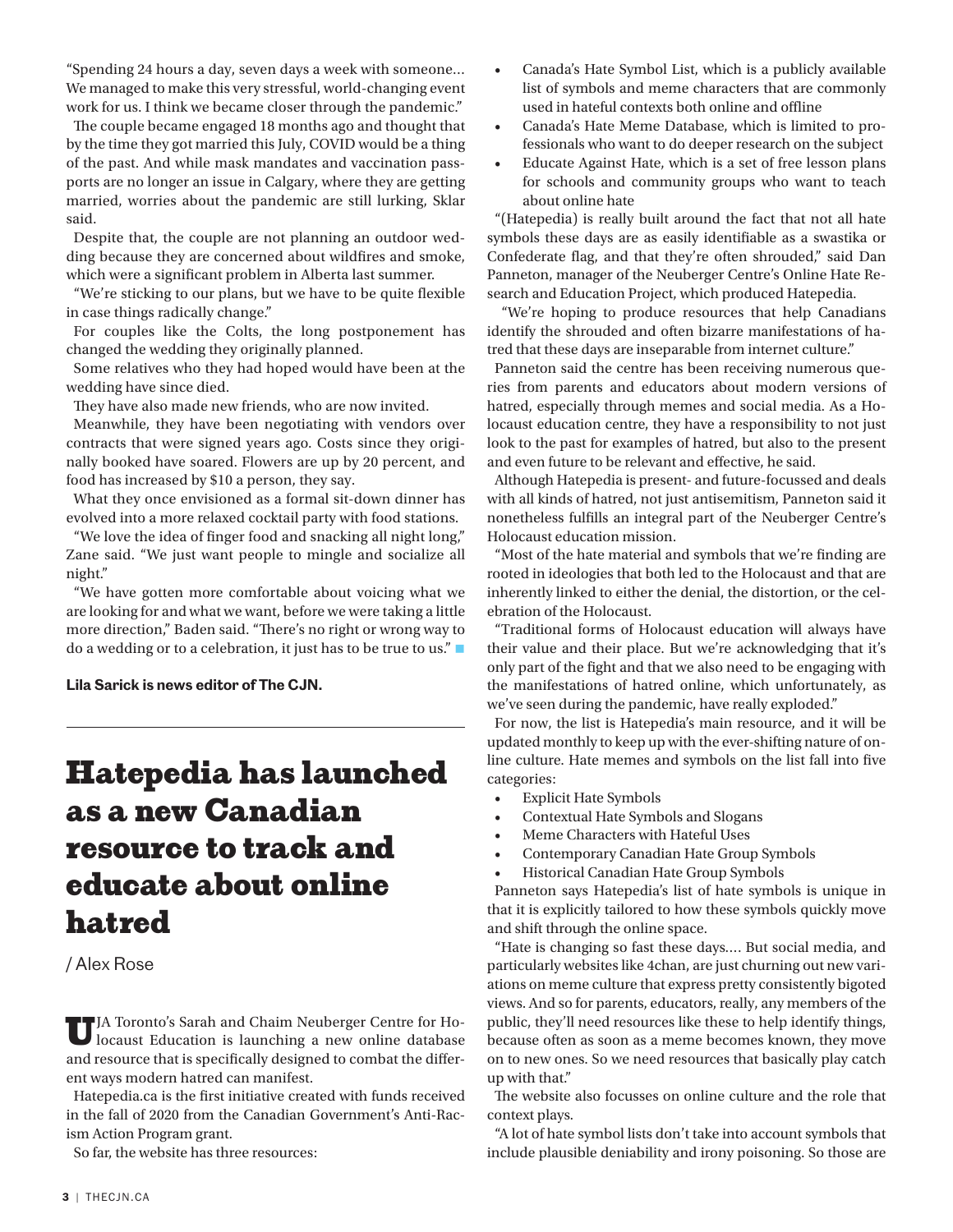"Spending 24 hours a day, seven days a week with someone… We managed to make this very stressful, world-changing event work for us. I think we became closer through the pandemic."

The couple became engaged 18 months ago and thought that by the time they got married this July, COVID would be a thing of the past. And while mask mandates and vaccination passports are no longer an issue in Calgary, where they are getting married, worries about the pandemic are still lurking, Sklar said.

Despite that, the couple are not planning an outdoor wedding because they are concerned about wildfires and smoke, which were a significant problem in Alberta last summer.

"We're sticking to our plans, but we have to be quite flexible in case things radically change."

For couples like the Colts, the long postponement has changed the wedding they originally planned.

Some relatives who they had hoped would have been at the wedding have since died.

They have also made new friends, who are now invited.

Meanwhile, they have been negotiating with vendors over contracts that were signed years ago. Costs since they originally booked have soared. Flowers are up by 20 percent, and food has increased by $10 a person, they say.

What they once envisioned as a formal sit-down dinner has evolved into a more relaxed cocktail party with food stations.

"We love the idea of finger food and snacking all night long," Zane said. "We just want people to mingle and socialize all night."

"We have gotten more comfortable about voicing what we are looking for and what we want, before we were taking a little more direction," Baden said. "There's no right or wrong way to do a wedding or to a celebration, it just has to be true to us."

**Lila Sarick is news editor of The CJN.**

# Hatepedia has launched as a new Canadian resource to track and educate about online hatred

/ Alex Rose

UJA Toronto's Sarah and Chaim Neuberger Centre for Holocaust Education is launching a new online database and resource that is specifically designed to combat the different ways modern hatred can manifest.

Hatepedia.ca is the first initiative created with funds received in the fall of 2020 from the Canadian Government's Anti-Racism Action Program grant.

So far, the website has three resources:

- Canada's Hate Symbol List, which is a publicly available list of symbols and meme characters that are commonly used in hateful contexts both online and offline
- Canada's Hate Meme Database, which is limited to professionals who want to do deeper research on the subject
- Educate Against Hate, which is a set of free lesson plans for schools and community groups who want to teach about online hate

"(Hatepedia) is really built around the fact that not all hate symbols these days are as easily identifiable as a swastika or Confederate flag, and that they're often shrouded," said Dan Panneton, manager of the Neuberger Centre's Online Hate Research and Education Project, which produced Hatepedia.

"We're hoping to produce resources that help Canadians identify the shrouded and often bizarre manifestations of hatred that these days are inseparable from internet culture."

Panneton said the centre has been receiving numerous queries from parents and educators about modern versions of hatred, especially through memes and social media. As a Holocaust education centre, they have a responsibility to not just look to the past for examples of hatred, but also to the present and even future to be relevant and effective, he said.

Although Hatepedia is present- and future-focussed and deals with all kinds of hatred, not just antisemitism, Panneton said it nonetheless fulfills an integral part of the Neuberger Centre's Holocaust education mission.

"Most of the hate material and symbols that we're finding are rooted in ideologies that both led to the Holocaust and that are inherently linked to either the denial, the distortion, or the celebration of the Holocaust.

"Traditional forms of Holocaust education will always have their value and their place. But we're acknowledging that it's only part of the fight and that we also need to be engaging with the manifestations of hatred online, which unfortunately, as we've seen during the pandemic, have really exploded."

For now, the list is Hatepedia's main resource, and it will be updated monthly to keep up with the ever-shifting nature of online culture. Hate memes and symbols on the list fall into five categories:

- Explicit Hate Symbols
- Contextual Hate Symbols and Slogans
- Meme Characters with Hateful Uses
- Contemporary Canadian Hate Group Symbols
- Historical Canadian Hate Group Symbols

Panneton says Hatepedia's list of hate symbols is unique in that it is explicitly tailored to how these symbols quickly move and shift through the online space.

"Hate is changing so fast these days.… But social media, and particularly websites like 4chan, are just churning out new variations on meme culture that express pretty consistently bigoted views. And so for parents, educators, really, any members of the public, they'll need resources like these to help identify things, because often as soon as a meme becomes known, they move on to new ones. So we need resources that basically play catch up with that."

The website also focusses on online culture and the role that context plays.

"A lot of hate symbol lists don't take into account symbols that include plausible deniability and irony poisoning. So those are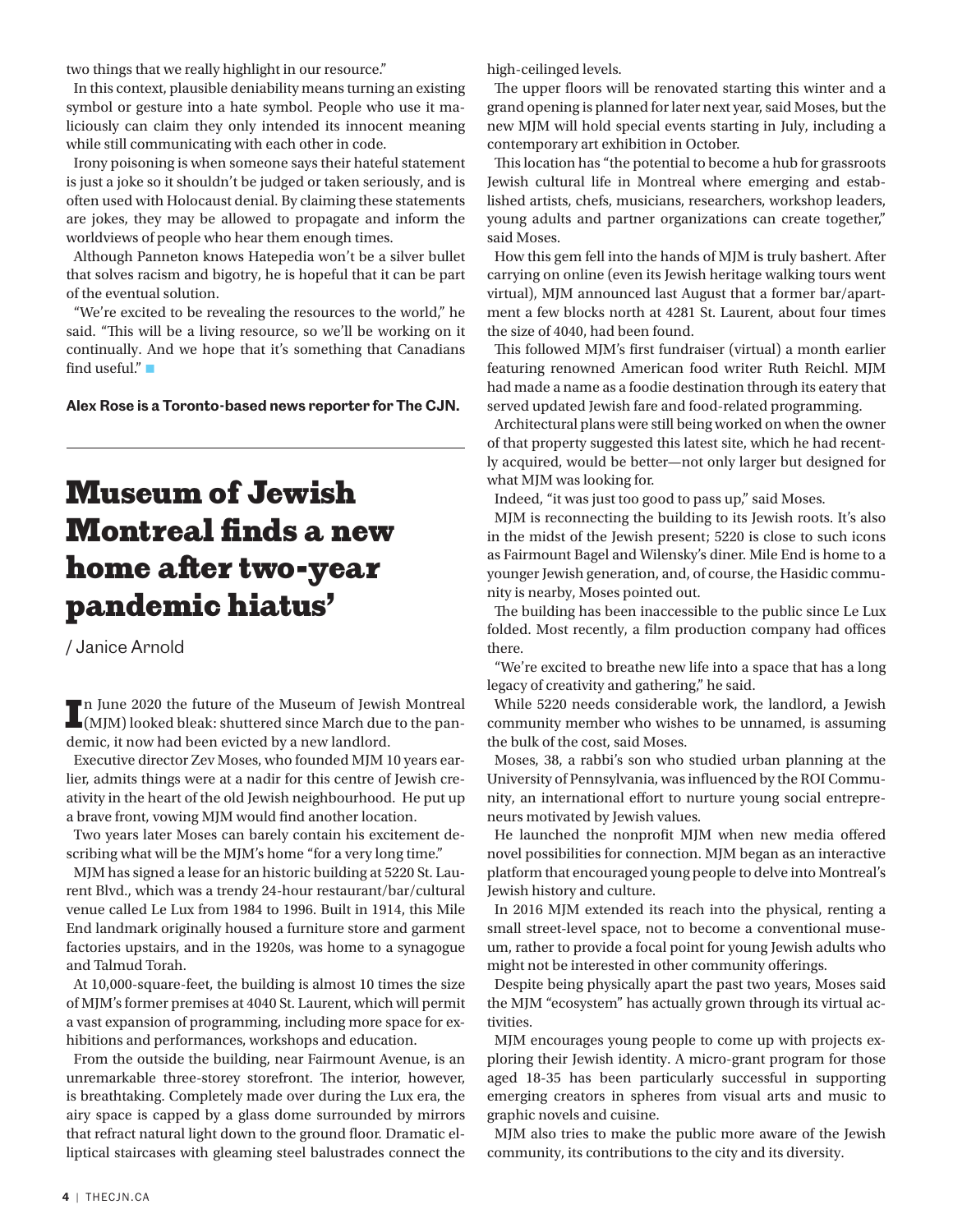two things that we really highlight in our resource."

In this context, plausible deniability means turning an existing symbol or gesture into a hate symbol. People who use it maliciously can claim they only intended its innocent meaning while still communicating with each other in code.

Irony poisoning is when someone says their hateful statement is just a joke so it shouldn't be judged or taken seriously, and is often used with Holocaust denial. By claiming these statements are jokes, they may be allowed to propagate and inform the worldviews of people who hear them enough times.

Although Panneton knows Hatepedia won't be a silver bullet that solves racism and bigotry, he is hopeful that it can be part of the eventual solution.

"We're excited to be revealing the resources to the world," he said. "This will be a living resource, so we'll be working on it continually. And we hope that it's something that Canadians find useful." ■

**Alex Rose is a Toronto-based news reporter for The CJN.**

# Museum of Jewish Montreal finds a new home after two-year pandemic hiatus'

/ Janice Arnold

In June 2020 the future of the Museum of Jewish Montreal (MJM) looked bleak: shuttered since March due to the pandemic, it now had been evicted by a new landlord.

Executive director Zev Moses, who founded MJM 10 years earlier, admits things were at a nadir for this centre of Jewish creativity in the heart of the old Jewish neighbourhood. He put up a brave front, vowing MJM would find another location.

Two years later Moses can barely contain his excitement describing what will be the MJM's home "for a very long time."

MJM has signed a lease for an historic building at 5220 St. Laurent Blvd., which was a trendy 24-hour restaurant/bar/cultural venue called Le Lux from 1984 to 1996. Built in 1914, this Mile End landmark originally housed a furniture store and garment factories upstairs, and in the 1920s, was home to a synagogue and Talmud Torah.

At 10,000-square-feet, the building is almost 10 times the size of MJM's former premises at 4040 St. Laurent, which will permit a vast expansion of programming, including more space for exhibitions and performances, workshops and education.

From the outside the building, near Fairmount Avenue, is an unremarkable three-storey storefront. The interior, however, is breathtaking. Completely made over during the Lux era, the airy space is capped by a glass dome surrounded by mirrors that refract natural light down to the ground floor. Dramatic elliptical staircases with gleaming steel balustrades connect the high-ceilinged levels.

The upper floors will be renovated starting this winter and a grand opening is planned for later next year, said Moses, but the new MJM will hold special events starting in July, including a contemporary art exhibition in October.

This location has "the potential to become a hub for grassroots Jewish cultural life in Montreal where emerging and established artists, chefs, musicians, researchers, workshop leaders, young adults and partner organizations can create together," said Moses.

How this gem fell into the hands of MJM is truly bashert. After carrying on online (even its Jewish heritage walking tours went virtual), MJM announced last August that a former bar/apartment a few blocks north at 4281 St. Laurent, about four times the size of 4040, had been found.

This followed MJM's first fundraiser (virtual) a month earlier featuring renowned American food writer Ruth Reichl. MJM had made a name as a foodie destination through its eatery that served updated Jewish fare and food-related programming.

Architectural plans were still being worked on when the owner of that property suggested this latest site, which he had recently acquired, would be better—not only larger but designed for what MJM was looking for.

Indeed, "it was just too good to pass up," said Moses.

MJM is reconnecting the building to its Jewish roots. It's also in the midst of the Jewish present; 5220 is close to such icons as Fairmount Bagel and Wilensky's diner. Mile End is home to a younger Jewish generation, and, of course, the Hasidic community is nearby, Moses pointed out.

The building has been inaccessible to the public since Le Lux folded. Most recently, a film production company had offices there.

"We're excited to breathe new life into a space that has a long legacy of creativity and gathering," he said.

While 5220 needs considerable work, the landlord, a Jewish community member who wishes to be unnamed, is assuming the bulk of the cost, said Moses.

Moses, 38, a rabbi's son who studied urban planning at the University of Pennsylvania, was influenced by the ROI Community, an international effort to nurture young social entrepreneurs motivated by Jewish values.

He launched the nonprofit MJM when new media offered novel possibilities for connection. MJM began as an interactive platform that encouraged young people to delve into Montreal's Jewish history and culture.

In 2016 MJM extended its reach into the physical, renting a small street-level space, not to become a conventional museum, rather to provide a focal point for young Jewish adults who might not be interested in other community offerings.

Despite being physically apart the past two years, Moses said the MJM "ecosystem" has actually grown through its virtual activities.

MJM encourages young people to come up with projects exploring their Jewish identity. A micro-grant program for those aged 18-35 has been particularly successful in supporting emerging creators in spheres from visual arts and music to graphic novels and cuisine.

MJM also tries to make the public more aware of the Jewish community, its contributions to the city and its diversity.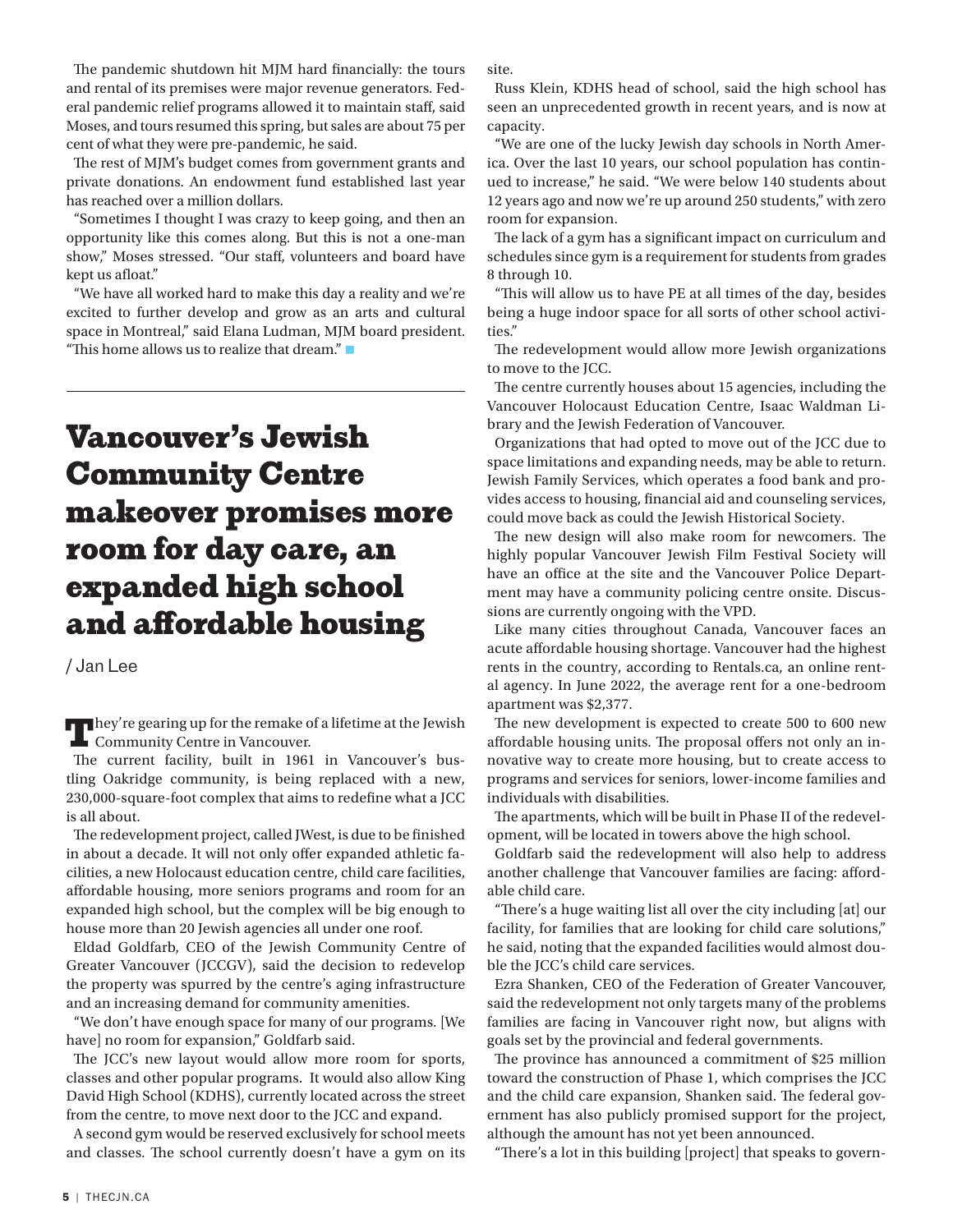The pandemic shutdown hit MJM hard financially: the tours and rental of its premises were major revenue generators. Federal pandemic relief programs allowed it to maintain staff, said Moses, and tours resumed this spring, but sales are about 75 per cent of what they were pre-pandemic, he said.

The rest of MJM's budget comes from government grants and private donations. An endowment fund established last year has reached over a million dollars.

"Sometimes I thought I was crazy to keep going, and then an opportunity like this comes along. But this is not a one-man show," Moses stressed. "Our staff, volunteers and board have kept us afloat."

"We have all worked hard to make this day a reality and we're excited to further develop and grow as an arts and cultural space in Montreal," said Elana Ludman, MJM board president. "This home allows us to realize that dream."

# Vancouver's Jewish Community Centre makeover promises more room for day care, an expanded high school and affordable housing

/ Jan Lee

They're gearing up for the remake of a lifetime at the Jewish Community Centre in Vancouver.

The current facility, built in 1961 in Vancouver's bustling Oakridge community, is being replaced with a new, 230,000-square-foot complex that aims to redefine what a JCC is all about.

The redevelopment project, called JWest, is due to be finished in about a decade. It will not only offer expanded athletic facilities, a new Holocaust education centre, child care facilities, affordable housing, more seniors programs and room for an expanded high school, but the complex will be big enough to house more than 20 Jewish agencies all under one roof.

Eldad Goldfarb, CEO of the Jewish Community Centre of Greater Vancouver (JCCGV), said the decision to redevelop the property was spurred by the centre's aging infrastructure and an increasing demand for community amenities.

"We don't have enough space for many of our programs. [We have] no room for expansion," Goldfarb said.

The JCC's new layout would allow more room for sports, classes and other popular programs. It would also allow King David High School (KDHS), currently located across the street from the centre, to move next door to the JCC and expand.

A second gym would be reserved exclusively for school meets and classes. The school currently doesn't have a gym on its site.

Russ Klein, KDHS head of school, said the high school has seen an unprecedented growth in recent years, and is now at capacity.

"We are one of the lucky Jewish day schools in North America. Over the last 10 years, our school population has continued to increase," he said. "We were below 140 students about 12 years ago and now we're up around 250 students," with zero room for expansion.

The lack of a gym has a significant impact on curriculum and schedules since gym is a requirement for students from grades 8 through 10.

"This will allow us to have PE at all times of the day, besides being a huge indoor space for all sorts of other school activities."

The redevelopment would allow more Jewish organizations to move to the JCC.

The centre currently houses about 15 agencies, including the Vancouver Holocaust Education Centre, Isaac Waldman Library and the Jewish Federation of Vancouver.

Organizations that had opted to move out of the JCC due to space limitations and expanding needs, may be able to return. Jewish Family Services, which operates a food bank and provides access to housing, financial aid and counseling services, could move back as could the Jewish Historical Society.

The new design will also make room for newcomers. The highly popular Vancouver Jewish Film Festival Society will have an office at the site and the Vancouver Police Department may have a community policing centre onsite. Discussions are currently ongoing with the VPD.

Like many cities throughout Canada, Vancouver faces an acute affordable housing shortage. Vancouver had the highest rents in the country, according to Rentals.ca, an online rental agency. In June 2022, the average rent for a one-bedroom apartment was $2,377.

The new development is expected to create 500 to 600 new affordable housing units. The proposal offers not only an innovative way to create more housing, but to create access to programs and services for seniors, lower-income families and individuals with disabilities.

The apartments, which will be built in Phase II of the redevelopment, will be located in towers above the high school.

Goldfarb said the redevelopment will also help to address another challenge that Vancouver families are facing: affordable child care.

"There's a huge waiting list all over the city including [at] our facility, for families that are looking for child care solutions," he said, noting that the expanded facilities would almost double the JCC's child care services.

Ezra Shanken, CEO of the Federation of Greater Vancouver, said the redevelopment not only targets many of the problems families are facing in Vancouver right now, but aligns with goals set by the provincial and federal governments.

The province has announced a commitment of $25 million toward the construction of Phase 1, which comprises the JCC and the child care expansion, Shanken said. The federal government has also publicly promised support for the project, although the amount has not yet been announced.

"There's a lot in this building [project] that speaks to govern-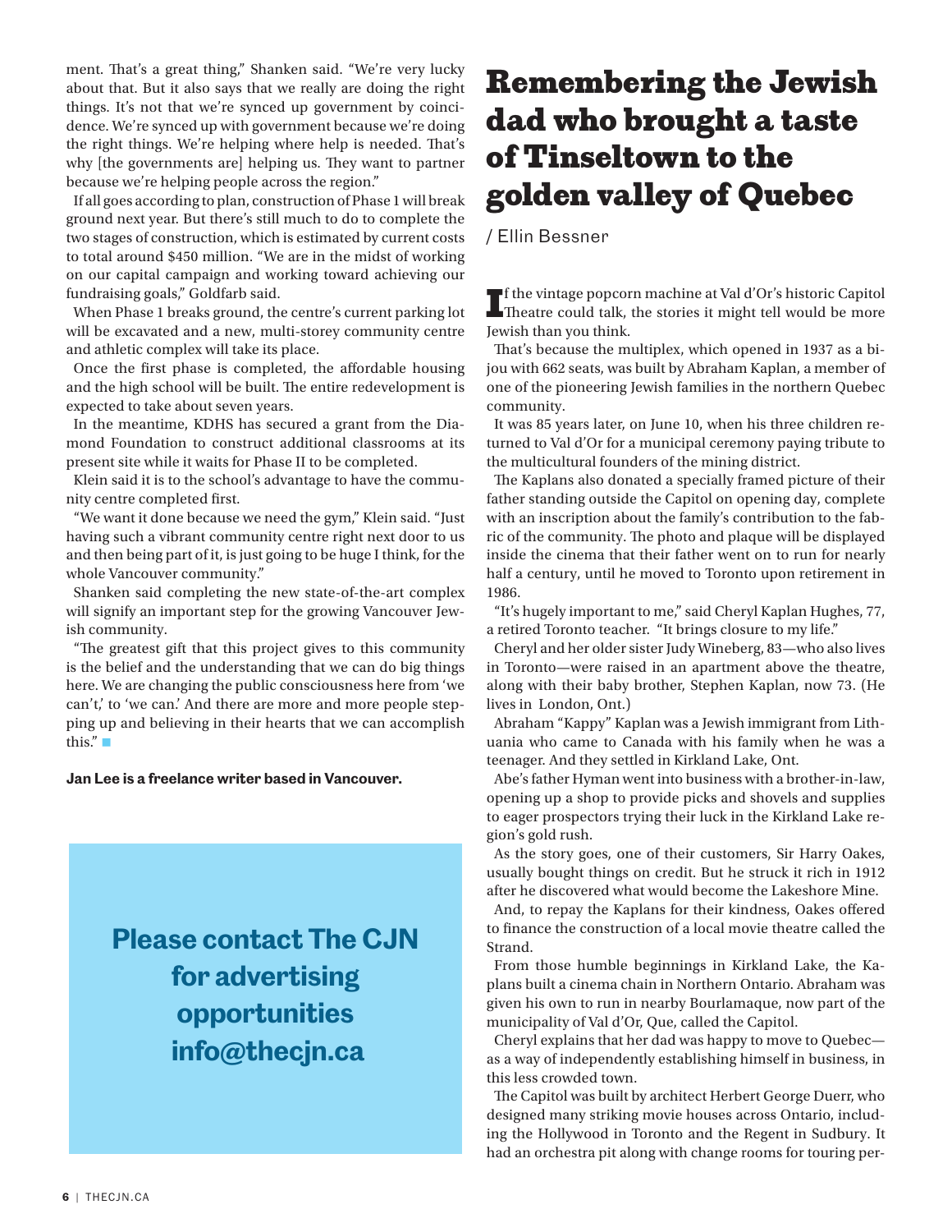ment. That's a great thing," Shanken said. "We're very lucky about that. But it also says that we really are doing the right things. It's not that we're synced up government by coincidence. We're synced up with government because we're doing the right things. We're helping where help is needed. That's why [the governments are] helping us. They want to partner because we're helping people across the region."

If all goes according to plan, construction of Phase 1 will break ground next year. But there's still much to do to complete the two stages of construction, which is estimated by current costs to total around $450 million. "We are in the midst of working on our capital campaign and working toward achieving our fundraising goals," Goldfarb said.

When Phase 1 breaks ground, the centre's current parking lot will be excavated and a new, multi-storey community centre and athletic complex will take its place.

Once the first phase is completed, the affordable housing and the high school will be built. The entire redevelopment is expected to take about seven years.

In the meantime, KDHS has secured a grant from the Diamond Foundation to construct additional classrooms at its present site while it waits for Phase II to be completed.

Klein said it is to the school's advantage to have the community centre completed first.

"We want it done because we need the gym," Klein said. "Just having such a vibrant community centre right next door to us and then being part of it, is just going to be huge I think, for the whole Vancouver community."

Shanken said completing the new state-of-the-art complex will signify an important step for the growing Vancouver Jewish community.

"The greatest gift that this project gives to this community is the belief and the understanding that we can do big things here. We are changing the public consciousness here from 'we can't,' to 'we can.' And there are more and more people stepping up and believing in their hearts that we can accomplish this." ■

**Jan Lee is a freelance writer based in Vancouver.**

**Please contact The CJN for advertising opportunities info@thecjn.ca**

# Remembering the Jewish dad who brought a taste of Tinseltown to the golden valley of Quebec

/ Ellin Bessner

If the vintage popcorn machine at Val d'Or's historic Capitol Theatre could talk, the stories it might tell would be more Jewish than you think.

That's because the multiplex, which opened in 1937 as a bijou with 662 seats, was built by Abraham Kaplan, a member of one of the pioneering Jewish families in the northern Quebec community.

It was 85 years later, on June 10, when his three children returned to Val d'Or for a municipal ceremony paying tribute to the multicultural founders of the mining district.

The Kaplans also donated a specially framed picture of their father standing outside the Capitol on opening day, complete with an inscription about the family's contribution to the fabric of the community. The photo and plaque will be displayed inside the cinema that their father went on to run for nearly half a century, until he moved to Toronto upon retirement in 1986.

"It's hugely important to me," said Cheryl Kaplan Hughes, 77, a retired Toronto teacher. "It brings closure to my life."

Cheryl and her older sister Judy Wineberg, 83—who also lives in Toronto—were raised in an apartment above the theatre, along with their baby brother, Stephen Kaplan, now 73. (He lives in London, Ont.)

Abraham "Kappy" Kaplan was a Jewish immigrant from Lithuania who came to Canada with his family when he was a teenager. And they settled in Kirkland Lake, Ont.

Abe's father Hyman went into business with a brother-in-law, opening up a shop to provide picks and shovels and supplies to eager prospectors trying their luck in the Kirkland Lake region's gold rush.

As the story goes, one of their customers, Sir Harry Oakes, usually bought things on credit. But he struck it rich in 1912 after he discovered what would become the Lakeshore Mine.

And, to repay the Kaplans for their kindness, Oakes offered to finance the construction of a local movie theatre called the Strand.

From those humble beginnings in Kirkland Lake, the Kaplans built a cinema chain in Northern Ontario. Abraham was given his own to run in nearby Bourlamaque, now part of the municipality of Val d'Or, Que, called the Capitol.

Cheryl explains that her dad was happy to move to Quebec—as a way of independently establishing himself in business, in this less crowded town.

The Capitol was built by architect Herbert George Duerr, who designed many striking movie houses across Ontario, including the Hollywood in Toronto and the Regent in Sudbury. It had an orchestra pit along with change rooms for touring per-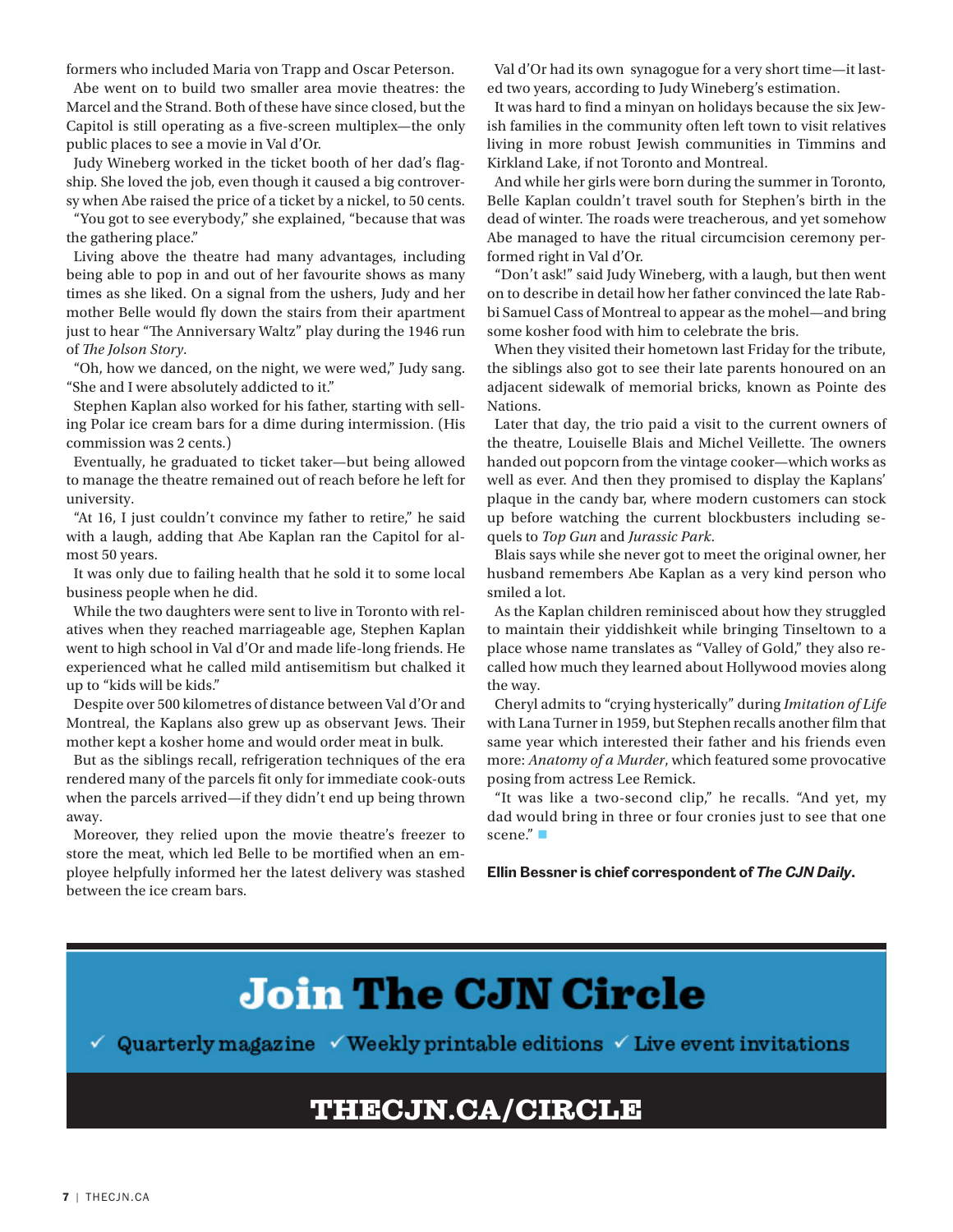formers who included Maria von Trapp and Oscar Peterson.

Abe went on to build two smaller area movie theatres: the Marcel and the Strand. Both of these have since closed, but the Capitol is still operating as a five-screen multiplex—the only public places to see a movie in Val d'Or.

Judy Wineberg worked in the ticket booth of her dad's flagship. She loved the job, even though it caused a big controversy when Abe raised the price of a ticket by a nickel, to 50 cents.

"You got to see everybody," she explained, "because that was the gathering place."

Living above the theatre had many advantages, including being able to pop in and out of her favourite shows as many times as she liked. On a signal from the ushers, Judy and her mother Belle would fly down the stairs from their apartment just to hear "The Anniversary Waltz" play during the 1946 run of *The Jolson Story*.

"Oh, how we danced, on the night, we were wed," Judy sang. "She and I were absolutely addicted to it."

Stephen Kaplan also worked for his father, starting with selling Polar ice cream bars for a dime during intermission. (His commission was 2 cents.)

Eventually, he graduated to ticket taker—but being allowed to manage the theatre remained out of reach before he left for university.

"At 16, I just couldn't convince my father to retire," he said with a laugh, adding that Abe Kaplan ran the Capitol for almost 50 years.

It was only due to failing health that he sold it to some local business people when he did.

While the two daughters were sent to live in Toronto with relatives when they reached marriageable age, Stephen Kaplan went to high school in Val d'Or and made life-long friends. He experienced what he called mild antisemitism but chalked it up to "kids will be kids."

Despite over 500 kilometres of distance between Val d'Or and Montreal, the Kaplans also grew up as observant Jews. Their mother kept a kosher home and would order meat in bulk.

But as the siblings recall, refrigeration techniques of the era rendered many of the parcels fit only for immediate cook-outs when the parcels arrived—if they didn't end up being thrown away.

Moreover, they relied upon the movie theatre's freezer to store the meat, which led Belle to be mortified when an employee helpfully informed her the latest delivery was stashed between the ice cream bars.

Val d'Or had its own synagogue for a very short time—it lasted two years, according to Judy Wineberg's estimation.

It was hard to find a minyan on holidays because the six Jewish families in the community often left town to visit relatives living in more robust Jewish communities in Timmins and Kirkland Lake, if not Toronto and Montreal.

And while her girls were born during the summer in Toronto, Belle Kaplan couldn't travel south for Stephen's birth in the dead of winter. The roads were treacherous, and yet somehow Abe managed to have the ritual circumcision ceremony performed right in Val d'Or.

"Don't ask!" said Judy Wineberg, with a laugh, but then went on to describe in detail how her father convinced the late Rabbi Samuel Cass of Montreal to appear as the mohel—and bring some kosher food with him to celebrate the bris.

When they visited their hometown last Friday for the tribute, the siblings also got to see their late parents honoured on an adjacent sidewalk of memorial bricks, known as Pointe des Nations.

Later that day, the trio paid a visit to the current owners of the theatre, Louiselle Blais and Michel Veillette. The owners handed out popcorn from the vintage cooker—which works as well as ever. And then they promised to display the Kaplans' plaque in the candy bar, where modern customers can stock up before watching the current blockbusters including sequels to *Top Gun* and *Jurassic Park*.

Blais says while she never got to meet the original owner, her husband remembers Abe Kaplan as a very kind person who smiled a lot.

As the Kaplan children reminisced about how they struggled to maintain their yiddishkeit while bringing Tinseltown to a place whose name translates as "Valley of Gold," they also recalled how much they learned about Hollywood movies along the way.

Cheryl admits to "crying hysterically" during *Imitation of Life* with Lana Turner in 1959, but Stephen recalls another film that same year which interested their father and his friends even more: *Anatomy of a Murder*, which featured some provocative posing from actress Lee Remick.

"It was like a two-second clip," he recalls. "And yet, my dad would bring in three or four cronies just to see that one scene." ■

**Ellin Bessner is chief correspondent of *The CJN Daily*.**

# Join The CJN Circle

✓ Quarterly magazine ✓ Weekly printable editions ✓ Live event invitations

**THECJN.CA/CIRCLE**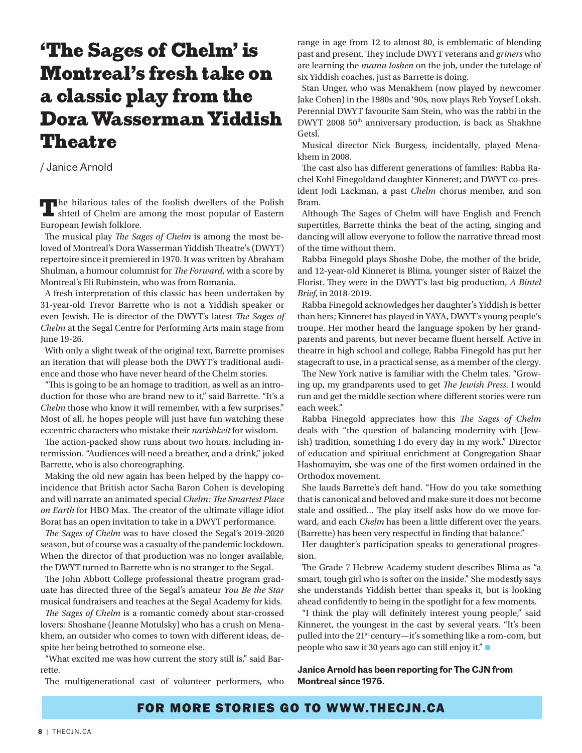# 'The Sages of Chelm' is Montreal's fresh take on a classic play from the Dora Wasserman Yiddish Theatre

/ Janice Arnold

The hilarious tales of the foolish dwellers of the Polish shtetl of Chelm are among the most popular of Eastern European Jewish folklore.

The musical play *The Sages of Chelm* is among the most beloved of Montreal's Dora Wasserman Yiddish Theatre's (DWYT) repertoire since it premiered in 1970. It was written by Abraham Shulman, a humour columnist for *The Forward*, with a score by Montreal's Eli Rubinstein, who was from Romania.

A fresh interpretation of this classic has been undertaken by 31-year-old Trevor Barrette who is not a Yiddish speaker or even Jewish. He is director of the DWYT's latest *The Sages of Chelm* at the Segal Centre for Performing Arts main stage from June 19-26.

With only a slight tweak of the original text, Barrette promises an iteration that will please both the DWYT's traditional audience and those who have never heard of the Chelm stories.

"This is going to be an homage to tradition, as well as an introduction for those who are brand new to it," said Barrette. "It's a *Chelm* those who know it will remember, with a few surprises." Most of all, he hopes people will just have fun watching these eccentric characters who mistake their *narishkeit* for wisdom.

The action-packed show runs about two hours, including intermission. "Audiences will need a breather, and a drink," joked Barrette, who is also choreographing.

Making the old new again has been helped by the happy coincidence that British actor Sacha Baron Cohen is developing and will narrate an animated special *Chelm: The Smartest Place on Earth* for HBO Max. The creator of the ultimate village idiot Borat has an open invitation to take in a DWYT performance.

*The Sages of Chelm* was to have closed the Segal's 2019-2020 season, but of course was a casualty of the pandemic lockdown. When the director of that production was no longer available, the DWYT turned to Barrette who is no stranger to the Segal.

The John Abbott College professional theatre program graduate has directed three of the Segal's amateur *You Be the Star* musical fundraisers and teaches at the Segal Academy for kids.

*The Sages of Chelm* is a romantic comedy about star-crossed lovers: Shoshane (Jeanne Motulsky) who has a crush on Menakhem, an outsider who comes to town with different ideas, despite her being betrothed to someone else.

"What excited me was how current the story still is," said Barrette.

The multigenerational cast of volunteer performers, who range in age from 12 to almost 80, is emblematic of blending past and present. They include DWYT veterans and *griners* who are learning the *mama loshen* on the job, under the tutelage of six Yiddish coaches, just as Barrette is doing.

Stan Unger, who was Menakhem (now played by newcomer Jake Cohen) in the 1980s and '90s, now plays Reb Yoysef Loksh. Perennial DWYT favourite Sam Stein, who was the rabbi in the DWYT 2008 50th anniversary production, is back as Shakhne Getsl.

Musical director Nick Burgess, incidentally, played Menakhem in 2008.

The cast also has different generations of families: Rabba Rachel Kohl Finegoldand daughter Kinneret; and DWYT co-president Jodi Lackman, a past *Chelm* chorus member, and son Bram.

Although The Sages of Chelm will have English and French supertitles, Barrette thinks the beat of the acting, singing and dancing will allow everyone to follow the narrative thread most of the time without them.

Rabba Finegold plays Shoshe Dobe, the mother of the bride, and 12-year-old Kinneret is Blima, younger sister of Raizel the Florist. They were in the DWYT's last big production, *A Bintel Brief*, in 2018-2019.

Rabba Finegold acknowledges her daughter's Yiddish is better than hers; Kinneret has played in YAYA, DWYT's young people's troupe. Her mother heard the language spoken by her grandparents and parents, but never became fluent herself. Active in theatre in high school and college, Rabba Finegold has put her stagecraft to use, in a practical sense, as a member of the clergy.

The New York native is familiar with the Chelm tales. "Growing up, my grandparents used to get *The Jewish Press*. I would run and get the middle section where different stories were run each week."

Rabba Finegold appreciates how this *The Sages of Chelm* deals with "the question of balancing modernity with (Jewish) tradition, something I do every day in my work." Director of education and spiritual enrichment at Congregation Shaar Hashomayim, she was one of the first women ordained in the Orthodox movement.

She lauds Barrette's deft hand. "How do you take something that is canonical and beloved and make sure it does not become stale and ossified… The play itself asks how do we move forward, and each *Chelm* has been a little different over the years. (Barrette) has been very respectful in finding that balance."

Her daughter's participation speaks to generational progression.

The Grade 7 Hebrew Academy student describes Blima as "a smart, tough girl who is softer on the inside." She modestly says she understands Yiddish better than speaks it, but is looking ahead confidently to being in the spotlight for a few moments.

"I think the play will definitely interest young people," said Kinneret, the youngest in the cast by several years. "It's been pulled into the 21st century—it's something like a rom-com, but people who saw it 30 years ago can still enjoy it."

**Janice Arnold has been reporting for The CJN from Montreal since 1976.**

**FOR MORE STORIES GO TO WWW.THECJN.CA**